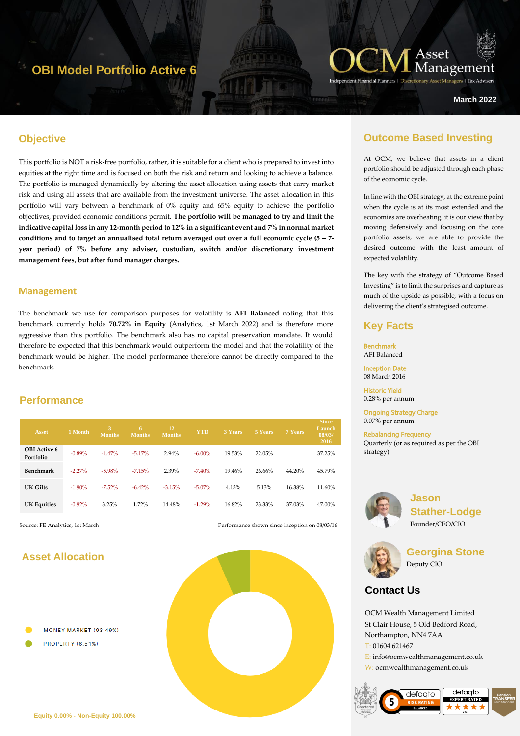# OBI Model Portfolio Active 6

OCM Asset Management

Independent Financial Planners | Discretionary Asset Managers | Tax Advisers

March 2022

## Objective

This portfolio is NOT a risk-free portfolio, rather, it is suitable for a client who is prepared to invest into equities at the right time and is focused on both the risk and return and looking to achieve a balance. The portfolio is managed dynamically by altering the asset allocation using assets that carry market risk and using all assets that are available from the investment universe. The asset allocation in this portfolio will vary between a benchmark of 0% equity and 65% equity to achieve the portfolio objectives, provided economic conditions permit. **The portfolio will be managed to try and limit the indicative capital loss in any 12-month period to 12% in a significant event and 7% in normal market conditions and to target an annualised total return averaged out over a full economic cycle (5 – 7-year period) of 7% before any adviser, custodian, switch and/or discretionary investment management fees, but after fund manager charges.**

### Management

The benchmark we use for comparison purposes for volatility is **AFI Balanced** noting that this benchmark currently holds **70.72% in Equity** (Analytics, 1st March 2022) and is therefore more aggressive than this portfolio. The benchmark also has no capital preservation mandate. It would therefore be expected that this benchmark would outperform the model and that the volatility of the benchmark would be higher. The model performance therefore cannot be directly compared to the benchmark.

## Performance

| Asset | 1 Month | 3 Months | 6 Months | 12 Months | YTD | 3 Years | 5 Years | 7 Years | Since Launch 08/03/2016 |
|---|---|---|---|---|---|---|---|---|---|
| OBI Active 6 Portfolio | -0.89% | -4.47% | -5.17% | 2.94% | -6.00% | 19.53% | 22.05% | | 37.25% |
| Benchmark | -2.27% | -5.98% | -7.15% | 2.39% | -7.40% | 19.46% | 26.66% | 44.20% | 45.79% |
| UK Gilts | -1.90% | -7.52% | -6.42% | -3.15% | -5.07% | 4.13% | 5.13% | 16.38% | 11.60% |
| UK Equities | -0.92% | 3.25% | 1.72% | 14.48% | -1.29% | 16.82% | 23.33% | 37.03% | 47.00% |

Source: FE Analytics, 1st March

Performance shown since inception on 08/03/16

## Asset Allocation

- MONEY MARKET (93.49%)
- PROPERTY (6.51%)

Equity 0.00% - Non-Equity 100.00%

## Outcome Based Investing

At OCM, we believe that assets in a client portfolio should be adjusted through each phase of the economic cycle.

In line with the OBI strategy, at the extreme point when the cycle is at its most extended and the economies are overheating, it is our view that by moving defensively and focusing on the core portfolio assets, we are able to provide the desired outcome with the least amount of expected volatility.

The key with the strategy of "Outcome Based Investing" is to limit the surprises and capture as much of the upside as possible, with a focus on delivering the client's strategised outcome.

## Key Facts

**Benchmark**
AFI Balanced

**Inception Date**
08 March 2016

**Historic Yield**
0.28% per annum

**Ongoing Strategy Charge**
0.07% per annum

**Rebalancing Frequency**
Quarterly (or as required as per the OBI strategy)

**Jason Stather-Lodge**
Founder/CEO/CIO

**Georgina Stone**
Deputy CIO

## Contact Us

OCM Wealth Management Limited
St Clair House, 5 Old Bedford Road,
Northampton, NN4 7AA
T: 01604 621467
E: info@ocmwealthmanagement.co.uk
W: ocmwealthmanagement.co.uk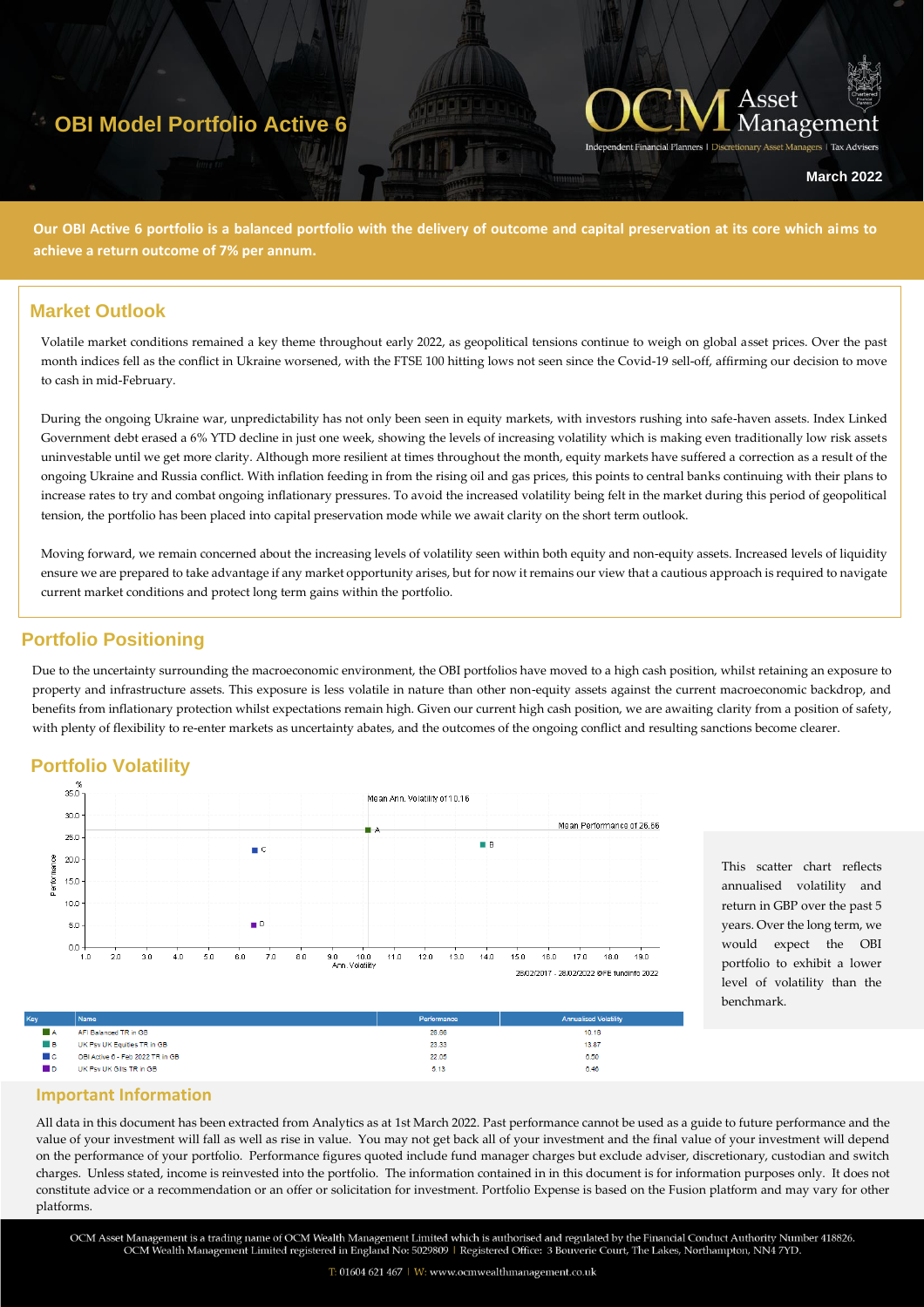# OBI Model Portfolio Active 6

OCM Asset Management

Independent Financial Planners | Discretionary Asset Managers | Tax Advisers

March 2022

**Our OBI Active 6 portfolio is a balanced portfolio with the delivery of outcome and capital preservation at its core which aims to achieve a return outcome of 7% per annum.**

## Market Outlook

Volatile market conditions remained a key theme throughout early 2022, as geopolitical tensions continue to weigh on global asset prices. Over the past month indices fell as the conflict in Ukraine worsened, with the FTSE 100 hitting lows not seen since the Covid-19 sell-off, affirming our decision to move to cash in mid-February.

During the ongoing Ukraine war, unpredictability has not only been seen in equity markets, with investors rushing into safe-haven assets. Index Linked Government debt erased a 6% YTD decline in just one week, showing the levels of increasing volatility which is making even traditionally low risk assets uninvestable until we get more clarity. Although more resilient at times throughout the month, equity markets have suffered a correction as a result of the ongoing Ukraine and Russia conflict. With inflation feeding in from the rising oil and gas prices, this points to central banks continuing with their plans to increase rates to try and combat ongoing inflationary pressures. To avoid the increased volatility being felt in the market during this period of geopolitical tension, the portfolio has been placed into capital preservation mode while we await clarity on the short term outlook.

Moving forward, we remain concerned about the increasing levels of volatility seen within both equity and non-equity assets. Increased levels of liquidity ensure we are prepared to take advantage if any market opportunity arises, but for now it remains our view that a cautious approach is required to navigate current market conditions and protect long term gains within the portfolio.

## Portfolio Positioning

Due to the uncertainty surrounding the macroeconomic environment, the OBI portfolios have moved to a high cash position, whilst retaining an exposure to property and infrastructure assets. This exposure is less volatile in nature than other non-equity assets against the current macroeconomic backdrop, and benefits from inflationary protection whilst expectations remain high. Given our current high cash position, we are awaiting clarity from a position of safety, with plenty of flexibility to re-enter markets as uncertainty abates, and the outcomes of the ongoing conflict and resulting sanctions become clearer.

## Portfolio Volatility

%

Performance

Mean Ann. Volatility of 10.16

Mean Performance of 26.56

Ann. Volatility

28/02/2017 - 28/02/2022 ©FE fundinfo 2022

| Key | Name | Performance | Annualised Volatility |
|---|---|---|---|
| A | AFI Balanced TR in GB | 26.56 | 10.16 |
| B | UK Psv UK Equities TR in GB | 23.33 | 13.87 |
| C | OBI Active 6 - Feb 2022 TR in GB | 22.05 | 6.50 |
| D | UK Psv UK Gilts TR in GB | 5.13 | 6.46 |

This scatter chart reflects annualised volatility and return in GBP over the past 5 years. Over the long term, we would expect the OBI portfolio to exhibit a lower level of volatility than the benchmark.

## Important Information

All data in this document has been extracted from Analytics as at 1st March 2022. Past performance cannot be used as a guide to future performance and the value of your investment will fall as well as rise in value. You may not get back all of your investment and the final value of your investment will depend on the performance of your portfolio. Performance figures quoted include fund manager charges but exclude adviser, discretionary, custodian and switch charges. Unless stated, income is reinvested into the portfolio. The information contained in in this document is for information purposes only. It does not constitute advice or a recommendation or an offer or solicitation for investment. Portfolio Expense is based on the Fusion platform and may vary for other platforms.

OCM Asset Management is a trading name of OCM Wealth Management Limited which is authorised and regulated by the Financial Conduct Authority Number 418826. OCM Wealth Management Limited registered in England No: 5029809 | Registered Office: 3 Bouverie Court, The Lakes, Northampton, NN4 7YD.

T: 01604 621 467 | W: www.ocmwealthmanagement.co.uk